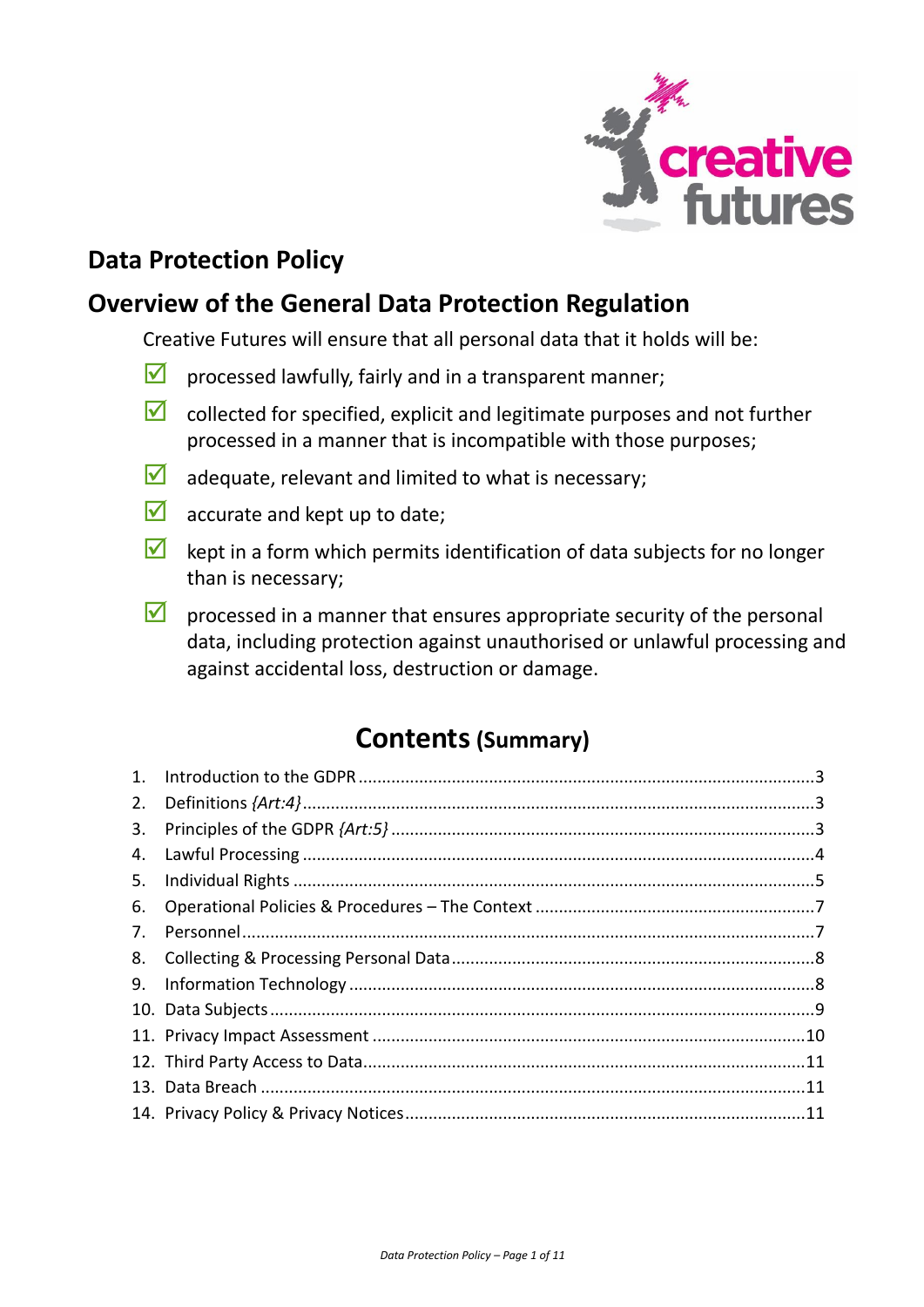## Data Protection Policy

## Overview of the General Data Protection Regulation

Creative Futures will ensure that all personal data that it holds will be:

- ☑ processed lawfully, fairly and in a transparent manner;
- ☑ collected for specified, explicit and legitimate purposes and not further processed in a manner that is incompatible with those purposes;
- ☑ adequate, relevant and limited to what is necessary;
- ☑ accurate and kept up to date;
- ☑ kept in a form which permits identification of data subjects for no longer than is necessary;
- ☑ processed in a manner that ensures appropriate security of the personal data, including protection against unauthorised or unlawful processing and against accidental loss, destruction or damage.

## Contents (Summary)

1. Introduction to the GDPR .......... 3
2. Definitions *{Art:4}* .......... 3
3. Principles of the GDPR *{Art:5}* .......... 3
4. Lawful Processing .......... 4
5. Individual Rights .......... 5
6. Operational Policies & Procedures – The Context .......... 7
7. Personnel .......... 7
8. Collecting & Processing Personal Data .......... 8
9. Information Technology .......... 8
10. Data Subjects .......... 9
11. Privacy Impact Assessment .......... 10
12. Third Party Access to Data .......... 11
13. Data Breach .......... 11
14. Privacy Policy & Privacy Notices .......... 11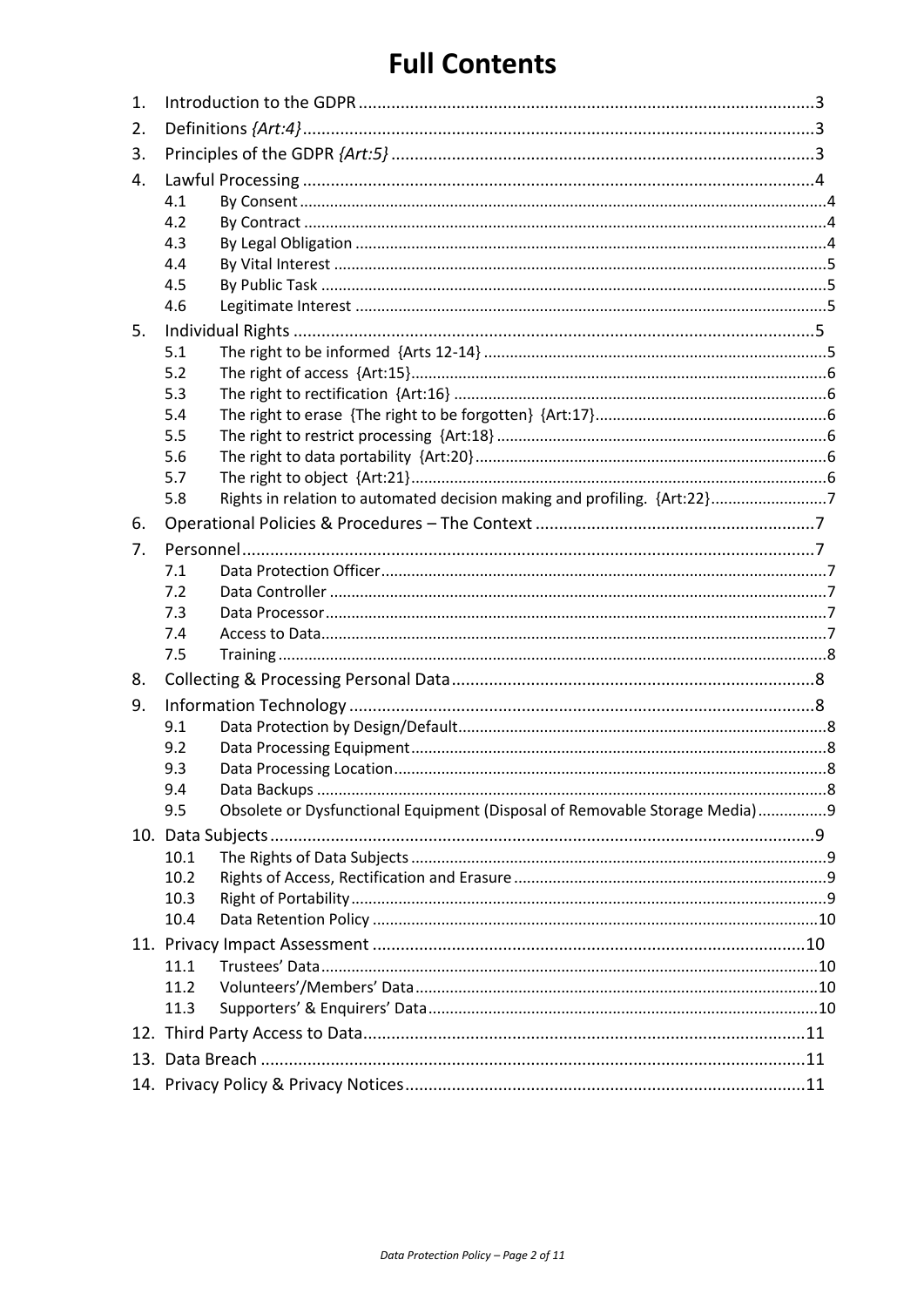# Full Contents

1. Introduction to the GDPR ....................................................................................................3
2. Definitions *{Art:4}* .................................................................................................................3
3. Principles of the GDPR *{Art:5}* ...........................................................................................3
4. Lawful Processing .................................................................................................................4
   - 4.1 By Consent ..........................................................................................................................4
   - 4.2 By Contract .........................................................................................................................4
   - 4.3 By Legal Obligation ............................................................................................................4
   - 4.4 By Vital Interest ..................................................................................................................5
   - 4.5 By Public Task .....................................................................................................................5
   - 4.6 Legitimate Interest .............................................................................................................5
5. Individual Rights ....................................................................................................................5
   - 5.1 The right to be informed {Arts 12-14} ...............................................................................5
   - 5.2 The right of access {Art:15}................................................................................................6
   - 5.3 The right to rectification {Art:16} ......................................................................................6
   - 5.4 The right to erase {The right to be forgotten} {Art:17}.....................................................6
   - 5.5 The right to restrict processing {Art:18} ............................................................................6
   - 5.6 The right to data portability {Art:20} .................................................................................6
   - 5.7 The right to object {Art:21}................................................................................................6
   - 5.8 Rights in relation to automated decision making and profiling. {Art:22}...........................7
6. Operational Policies & Procedures – The Context ...............................................................7
7. Personnel ...............................................................................................................................7
   - 7.1 Data Protection Officer.......................................................................................................7
   - 7.2 Data Controller ...................................................................................................................7
   - 7.3 Data Processor ....................................................................................................................7
   - 7.4 Access to Data.....................................................................................................................7
   - 7.5 Training ...............................................................................................................................8
8. Collecting & Processing Personal Data..................................................................................8
9. Information Technology ........................................................................................................8
   - 9.1 Data Protection by Design/Default.....................................................................................8
   - 9.2 Data Processing Equipment................................................................................................8
   - 9.3 Data Processing Location....................................................................................................8
   - 9.4 Data Backups ......................................................................................................................8
   - 9.5 Obsolete or Dysfunctional Equipment (Disposal of Removable Storage Media)................9
10. Data Subjects .........................................................................................................................9
    - 10.1 The Rights of Data Subjects ................................................................................................9
    - 10.2 Rights of Access, Rectification and Erasure ........................................................................9
    - 10.3 Right of Portability..............................................................................................................9
    - 10.4 Data Retention Policy ........................................................................................................10
11. Privacy Impact Assessment .................................................................................................10
    - 11.1 Trustees' Data....................................................................................................................10
    - 11.2 Volunteers'/Members' Data...............................................................................................10
    - 11.3 Supporters' & Enquirers' Data...........................................................................................10
12. Third Party Access to Data...................................................................................................11
13. Data Breach .........................................................................................................................11
14. Privacy Policy & Privacy Notices..........................................................................................11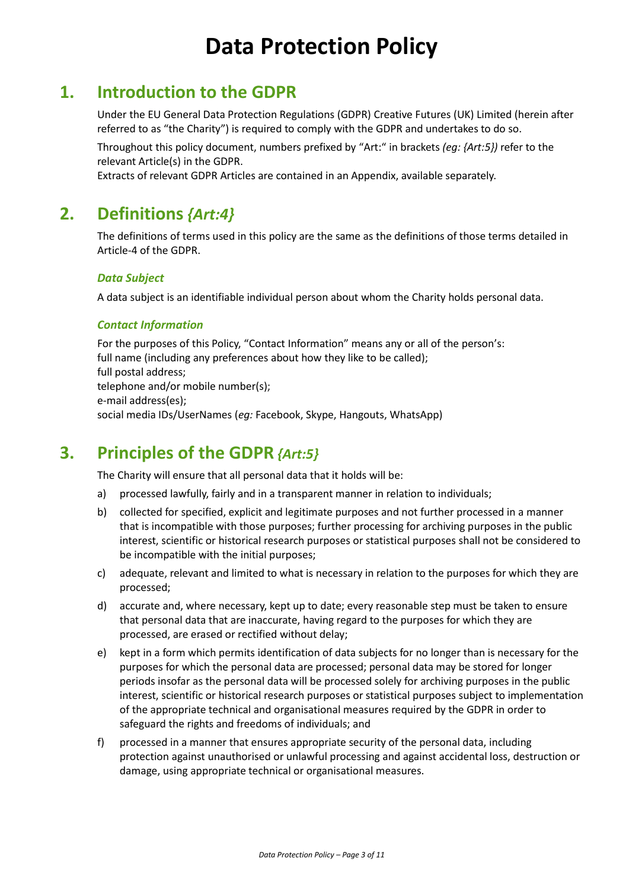# Data Protection Policy

## 1. Introduction to the GDPR

Under the EU General Data Protection Regulations (GDPR) Creative Futures (UK) Limited (herein after referred to as "the Charity") is required to comply with the GDPR and undertakes to do so.

Throughout this policy document, numbers prefixed by "Art:" in brackets *(eg: {Art:5})* refer to the relevant Article(s) in the GDPR.

Extracts of relevant GDPR Articles are contained in an Appendix, available separately.

## 2. Definitions *{Art:4}*

The definitions of terms used in this policy are the same as the definitions of those terms detailed in Article-4 of the GDPR.

### *Data Subject*

A data subject is an identifiable individual person about whom the Charity holds personal data.

### *Contact Information*

For the purposes of this Policy, "Contact Information" means any or all of the person's:
full name (including any preferences about how they like to be called);
full postal address;
telephone and/or mobile number(s);
e-mail address(es);
social media IDs/UserNames (*eg:* Facebook, Skype, Hangouts, WhatsApp)

## 3. Principles of the GDPR *{Art:5}*

The Charity will ensure that all personal data that it holds will be:

a) processed lawfully, fairly and in a transparent manner in relation to individuals;

b) collected for specified, explicit and legitimate purposes and not further processed in a manner that is incompatible with those purposes; further processing for archiving purposes in the public interest, scientific or historical research purposes or statistical purposes shall not be considered to be incompatible with the initial purposes;

c) adequate, relevant and limited to what is necessary in relation to the purposes for which they are processed;

d) accurate and, where necessary, kept up to date; every reasonable step must be taken to ensure that personal data that are inaccurate, having regard to the purposes for which they are processed, are erased or rectified without delay;

e) kept in a form which permits identification of data subjects for no longer than is necessary for the purposes for which the personal data are processed; personal data may be stored for longer periods insofar as the personal data will be processed solely for archiving purposes in the public interest, scientific or historical research purposes or statistical purposes subject to implementation of the appropriate technical and organisational measures required by the GDPR in order to safeguard the rights and freedoms of individuals; and

f) processed in a manner that ensures appropriate security of the personal data, including protection against unauthorised or unlawful processing and against accidental loss, destruction or damage, using appropriate technical or organisational measures.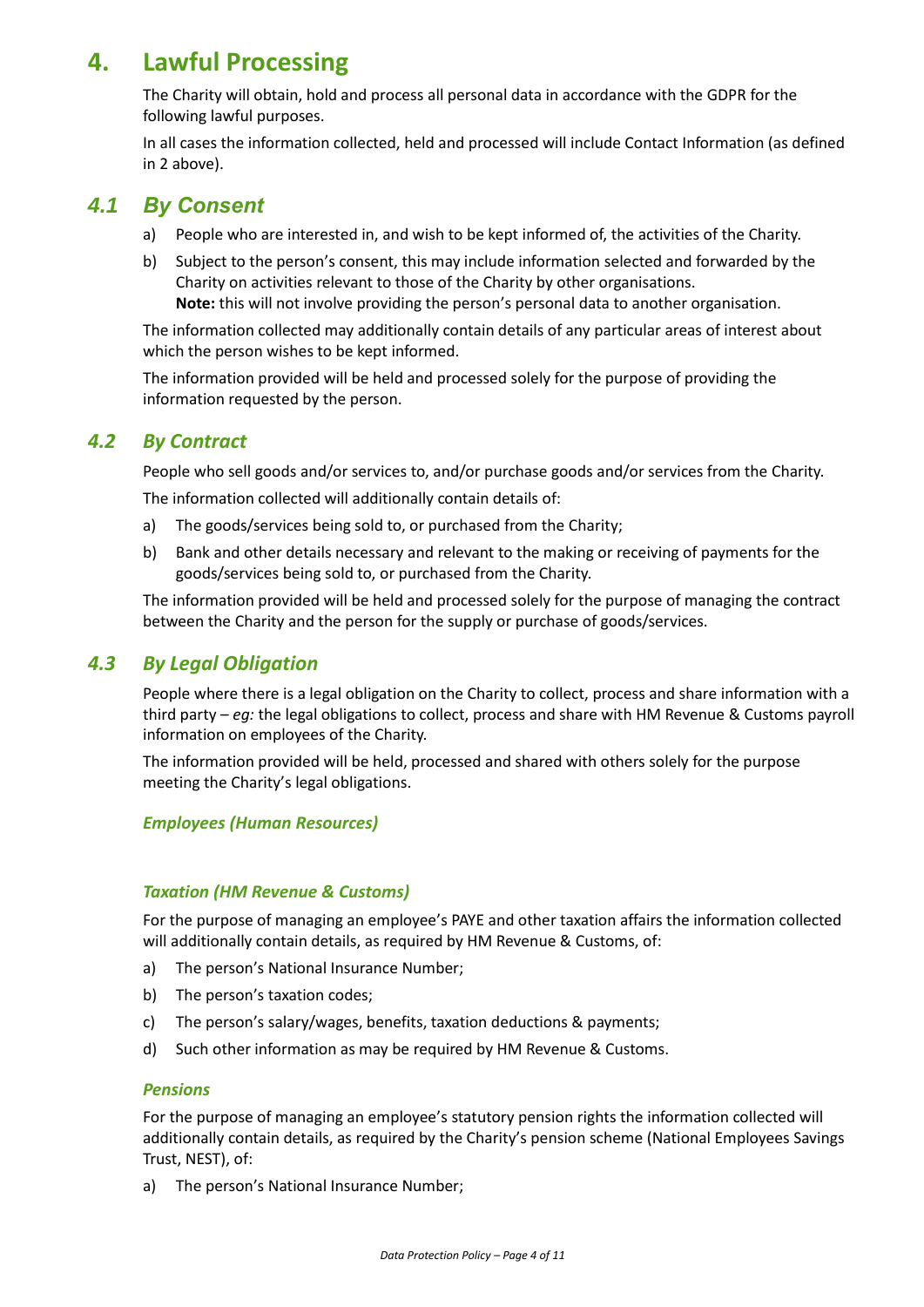# 4. Lawful Processing

The Charity will obtain, hold and process all personal data in accordance with the GDPR for the following lawful purposes.

In all cases the information collected, held and processed will include Contact Information (as defined in 2 above).

## 4.1 By Consent

a) People who are interested in, and wish to be kept informed of, the activities of the Charity.

b) Subject to the person's consent, this may include information selected and forwarded by the Charity on activities relevant to those of the Charity by other organisations.
**Note:** this will not involve providing the person's personal data to another organisation.

The information collected may additionally contain details of any particular areas of interest about which the person wishes to be kept informed.

The information provided will be held and processed solely for the purpose of providing the information requested by the person.

## 4.2 By Contract

People who sell goods and/or services to, and/or purchase goods and/or services from the Charity.

The information collected will additionally contain details of:

a) The goods/services being sold to, or purchased from the Charity;

b) Bank and other details necessary and relevant to the making or receiving of payments for the goods/services being sold to, or purchased from the Charity.

The information provided will be held and processed solely for the purpose of managing the contract between the Charity and the person for the supply or purchase of goods/services.

## 4.3 By Legal Obligation

People where there is a legal obligation on the Charity to collect, process and share information with a third party – *eg:* the legal obligations to collect, process and share with HM Revenue & Customs payroll information on employees of the Charity.

The information provided will be held, processed and shared with others solely for the purpose meeting the Charity's legal obligations.

### *Employees (Human Resources)*

#### *Taxation (HM Revenue & Customs)*

For the purpose of managing an employee's PAYE and other taxation affairs the information collected will additionally contain details, as required by HM Revenue & Customs, of:

a) The person's National Insurance Number;

b) The person's taxation codes;

c) The person's salary/wages, benefits, taxation deductions & payments;

d) Such other information as may be required by HM Revenue & Customs.

#### *Pensions*

For the purpose of managing an employee's statutory pension rights the information collected will additionally contain details, as required by the Charity's pension scheme (National Employees Savings Trust, NEST), of:

a) The person's National Insurance Number;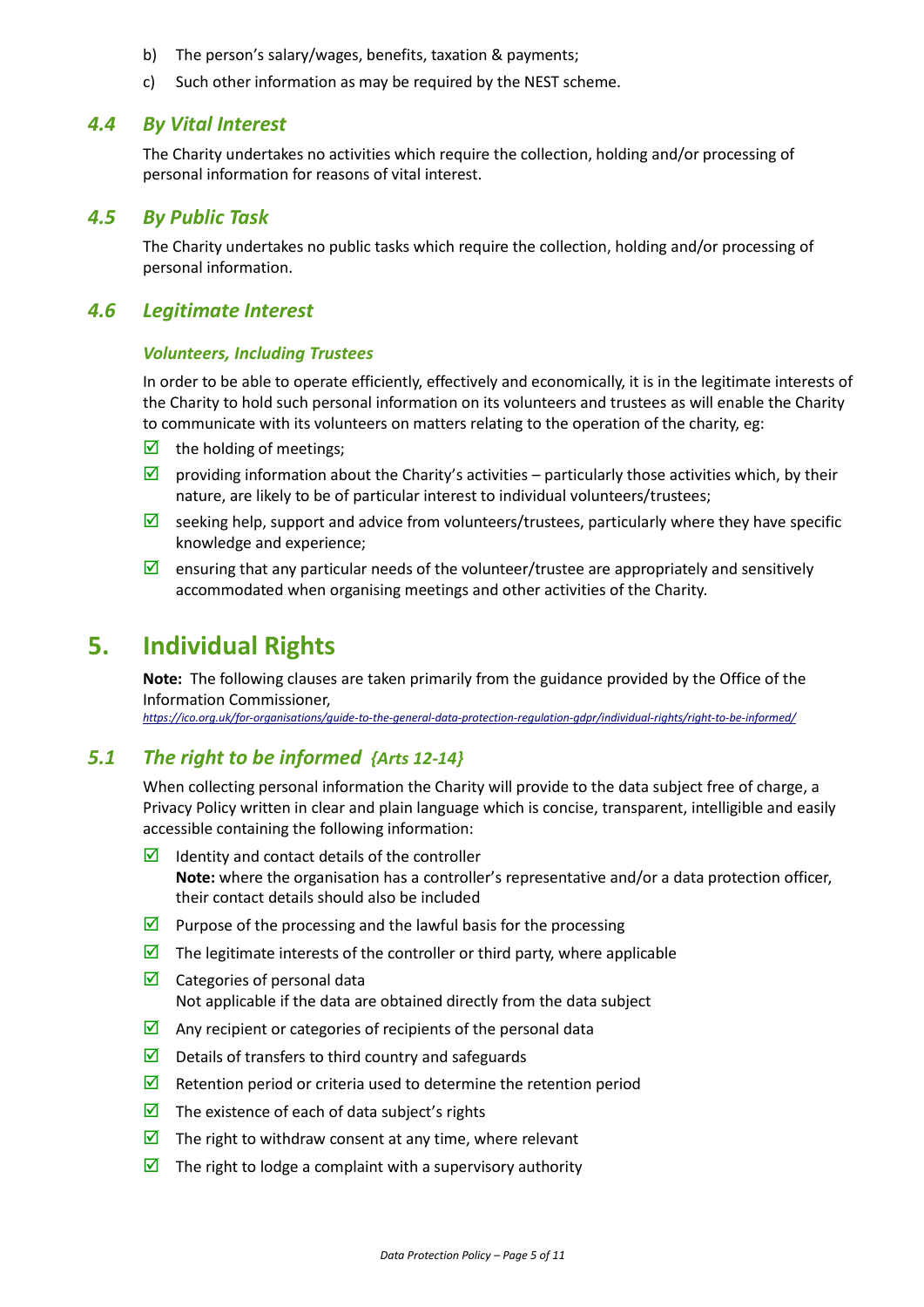b) The person's salary/wages, benefits, taxation & payments;

c) Such other information as may be required by the NEST scheme.

### *4.4 By Vital Interest*

The Charity undertakes no activities which require the collection, holding and/or processing of personal information for reasons of vital interest.

### *4.5 By Public Task*

The Charity undertakes no public tasks which require the collection, holding and/or processing of personal information.

### *4.6 Legitimate Interest*

#### *Volunteers, Including Trustees*

In order to be able to operate efficiently, effectively and economically, it is in the legitimate interests of the Charity to hold such personal information on its volunteers and trustees as will enable the Charity to communicate with its volunteers on matters relating to the operation of the charity, eg:

- ☑ the holding of meetings;
- ☑ providing information about the Charity's activities – particularly those activities which, by their nature, are likely to be of particular interest to individual volunteers/trustees;
- ☑ seeking help, support and advice from volunteers/trustees, particularly where they have specific knowledge and experience;
- ☑ ensuring that any particular needs of the volunteer/trustee are appropriately and sensitively accommodated when organising meetings and other activities of the Charity.

## 5. Individual Rights

**Note:** The following clauses are taken primarily from the guidance provided by the Office of the Information Commissioner,
*https://ico.org.uk/for-organisations/guide-to-the-general-data-protection-regulation-gdpr/individual-rights/right-to-be-informed/*

### *5.1 The right to be informed {Arts 12-14}*

When collecting personal information the Charity will provide to the data subject free of charge, a Privacy Policy written in clear and plain language which is concise, transparent, intelligible and easily accessible containing the following information:

- ☑ Identity and contact details of the controller
  **Note:** where the organisation has a controller's representative and/or a data protection officer, their contact details should also be included
- ☑ Purpose of the processing and the lawful basis for the processing
- ☑ The legitimate interests of the controller or third party, where applicable
- ☑ Categories of personal data
  Not applicable if the data are obtained directly from the data subject
- ☑ Any recipient or categories of recipients of the personal data
- ☑ Details of transfers to third country and safeguards
- ☑ Retention period or criteria used to determine the retention period
- ☑ The existence of each of data subject's rights
- ☑ The right to withdraw consent at any time, where relevant
- ☑ The right to lodge a complaint with a supervisory authority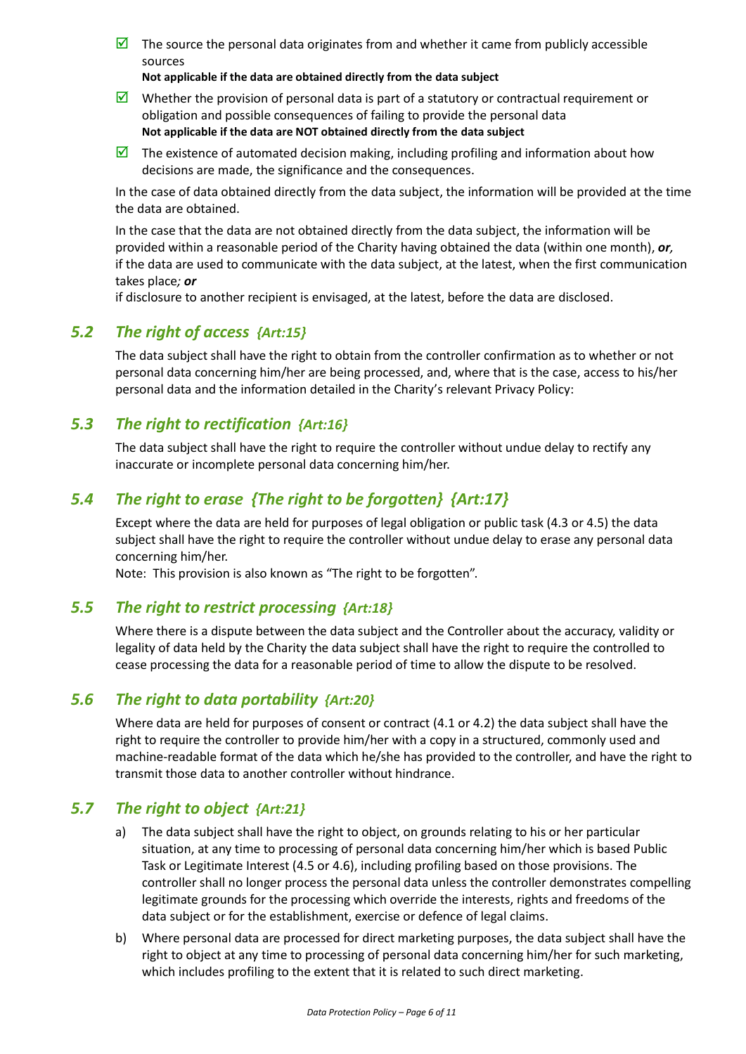- ☑ The source the personal data originates from and whether it came from publicly accessible sources
  **Not applicable if the data are obtained directly from the data subject**
- ☑ Whether the provision of personal data is part of a statutory or contractual requirement or obligation and possible consequences of failing to provide the personal data
  **Not applicable if the data are NOT obtained directly from the data subject**
- ☑ The existence of automated decision making, including profiling and information about how decisions are made, the significance and the consequences.

In the case of data obtained directly from the data subject, the information will be provided at the time the data are obtained.

In the case that the data are not obtained directly from the data subject, the information will be provided within a reasonable period of the Charity having obtained the data (within one month), ***or,*** if the data are used to communicate with the data subject, at the latest, when the first communication takes place***; or***
if disclosure to another recipient is envisaged, at the latest, before the data are disclosed.

## *5.2 The right of access {Art:15}*

The data subject shall have the right to obtain from the controller confirmation as to whether or not personal data concerning him/her are being processed, and, where that is the case, access to his/her personal data and the information detailed in the Charity's relevant Privacy Policy:

## *5.3 The right to rectification {Art:16}*

The data subject shall have the right to require the controller without undue delay to rectify any inaccurate or incomplete personal data concerning him/her.

## *5.4 The right to erase {The right to be forgotten} {Art:17}*

Except where the data are held for purposes of legal obligation or public task (4.3 or 4.5) the data subject shall have the right to require the controller without undue delay to erase any personal data concerning him/her.
Note: This provision is also known as "The right to be forgotten".

## *5.5 The right to restrict processing {Art:18}*

Where there is a dispute between the data subject and the Controller about the accuracy, validity or legality of data held by the Charity the data subject shall have the right to require the controlled to cease processing the data for a reasonable period of time to allow the dispute to be resolved.

## *5.6 The right to data portability {Art:20}*

Where data are held for purposes of consent or contract (4.1 or 4.2) the data subject shall have the right to require the controller to provide him/her with a copy in a structured, commonly used and machine-readable format of the data which he/she has provided to the controller, and have the right to transmit those data to another controller without hindrance.

## *5.7 The right to object {Art:21}*

a) The data subject shall have the right to object, on grounds relating to his or her particular situation, at any time to processing of personal data concerning him/her which is based Public Task or Legitimate Interest (4.5 or 4.6), including profiling based on those provisions. The controller shall no longer process the personal data unless the controller demonstrates compelling legitimate grounds for the processing which override the interests, rights and freedoms of the data subject or for the establishment, exercise or defence of legal claims.

b) Where personal data are processed for direct marketing purposes, the data subject shall have the right to object at any time to processing of personal data concerning him/her for such marketing, which includes profiling to the extent that it is related to such direct marketing.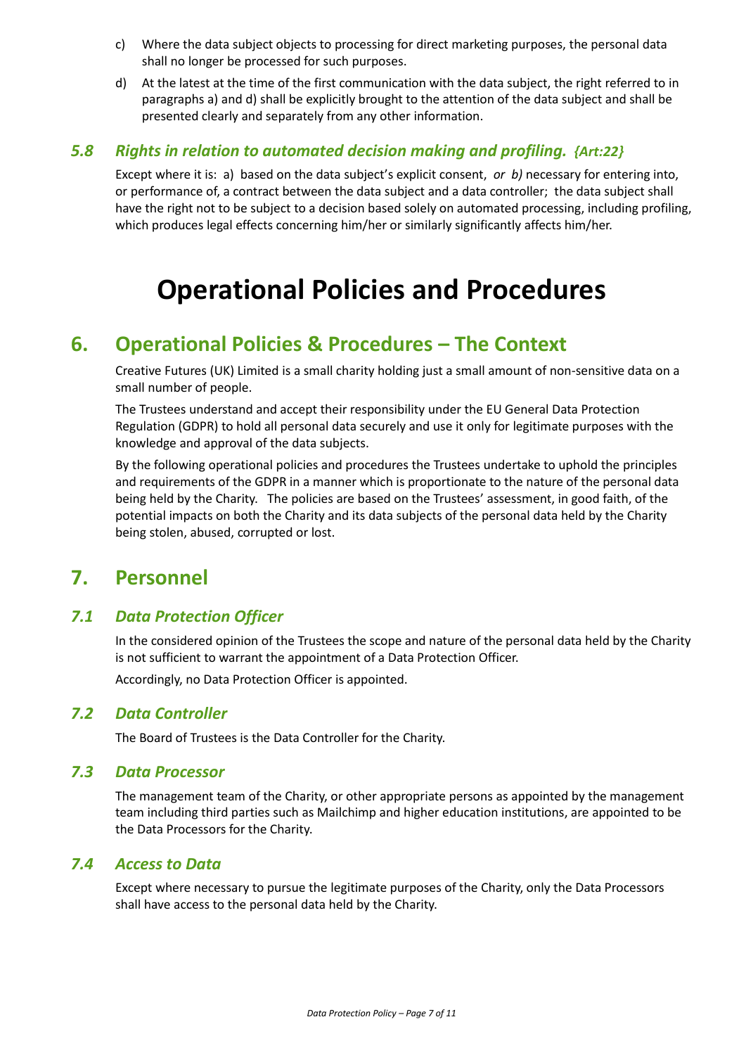c) Where the data subject objects to processing for direct marketing purposes, the personal data shall no longer be processed for such purposes.

d) At the latest at the time of the first communication with the data subject, the right referred to in paragraphs a) and d) shall be explicitly brought to the attention of the data subject and shall be presented clearly and separately from any other information.

### *5.8 Rights in relation to automated decision making and profiling. {Art:22}*

Except where it is: a) based on the data subject's explicit consent, *or b)* necessary for entering into, or performance of, a contract between the data subject and a data controller; the data subject shall have the right not to be subject to a decision based solely on automated processing, including profiling, which produces legal effects concerning him/her or similarly significantly affects him/her.

# Operational Policies and Procedures

## 6. Operational Policies & Procedures – The Context

Creative Futures (UK) Limited is a small charity holding just a small amount of non-sensitive data on a small number of people.

The Trustees understand and accept their responsibility under the EU General Data Protection Regulation (GDPR) to hold all personal data securely and use it only for legitimate purposes with the knowledge and approval of the data subjects.

By the following operational policies and procedures the Trustees undertake to uphold the principles and requirements of the GDPR in a manner which is proportionate to the nature of the personal data being held by the Charity. The policies are based on the Trustees' assessment, in good faith, of the potential impacts on both the Charity and its data subjects of the personal data held by the Charity being stolen, abused, corrupted or lost.

## 7. Personnel

### *7.1 Data Protection Officer*

In the considered opinion of the Trustees the scope and nature of the personal data held by the Charity is not sufficient to warrant the appointment of a Data Protection Officer.

Accordingly, no Data Protection Officer is appointed.

### *7.2 Data Controller*

The Board of Trustees is the Data Controller for the Charity.

### *7.3 Data Processor*

The management team of the Charity, or other appropriate persons as appointed by the management team including third parties such as Mailchimp and higher education institutions, are appointed to be the Data Processors for the Charity.

### *7.4 Access to Data*

Except where necessary to pursue the legitimate purposes of the Charity, only the Data Processors shall have access to the personal data held by the Charity.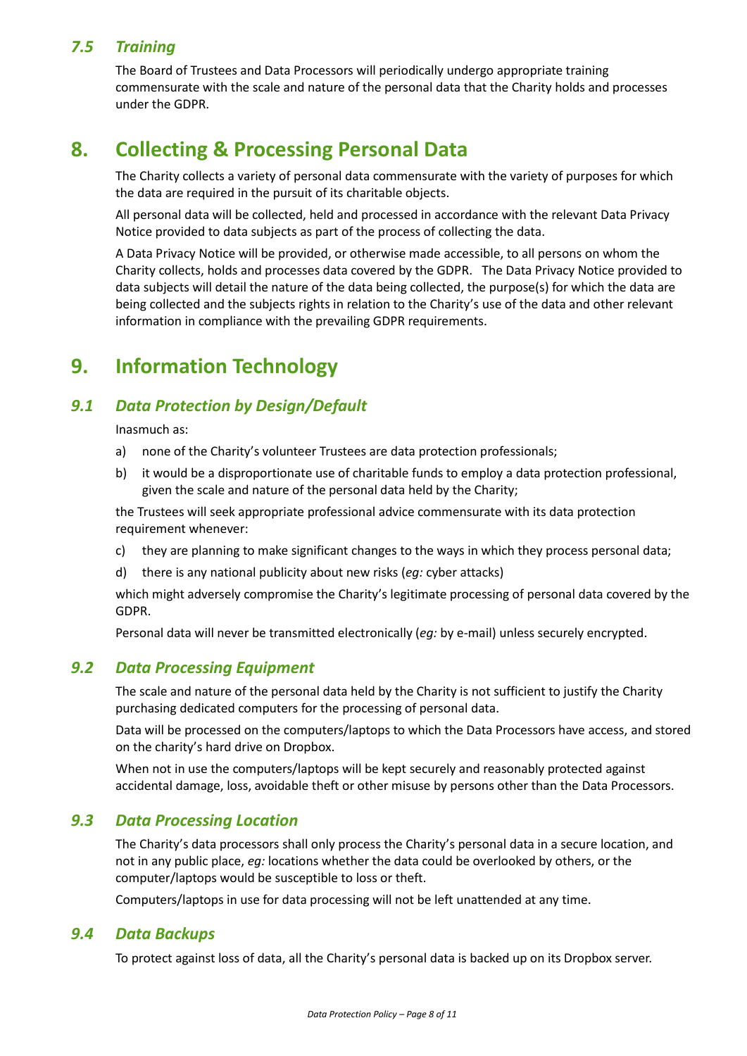### *7.5 Training*

The Board of Trustees and Data Processors will periodically undergo appropriate training commensurate with the scale and nature of the personal data that the Charity holds and processes under the GDPR.

## 8. Collecting & Processing Personal Data

The Charity collects a variety of personal data commensurate with the variety of purposes for which the data are required in the pursuit of its charitable objects.

All personal data will be collected, held and processed in accordance with the relevant Data Privacy Notice provided to data subjects as part of the process of collecting the data.

A Data Privacy Notice will be provided, or otherwise made accessible, to all persons on whom the Charity collects, holds and processes data covered by the GDPR. The Data Privacy Notice provided to data subjects will detail the nature of the data being collected, the purpose(s) for which the data are being collected and the subjects rights in relation to the Charity's use of the data and other relevant information in compliance with the prevailing GDPR requirements.

## 9. Information Technology

### *9.1 Data Protection by Design/Default*

Inasmuch as:

a) none of the Charity's volunteer Trustees are data protection professionals;

b) it would be a disproportionate use of charitable funds to employ a data protection professional, given the scale and nature of the personal data held by the Charity;

the Trustees will seek appropriate professional advice commensurate with its data protection requirement whenever:

c) they are planning to make significant changes to the ways in which they process personal data;

d) there is any national publicity about new risks (*eg:* cyber attacks)

which might adversely compromise the Charity's legitimate processing of personal data covered by the GDPR.

Personal data will never be transmitted electronically (*eg:* by e-mail) unless securely encrypted.

### *9.2 Data Processing Equipment*

The scale and nature of the personal data held by the Charity is not sufficient to justify the Charity purchasing dedicated computers for the processing of personal data.

Data will be processed on the computers/laptops to which the Data Processors have access, and stored on the charity's hard drive on Dropbox.

When not in use the computers/laptops will be kept securely and reasonably protected against accidental damage, loss, avoidable theft or other misuse by persons other than the Data Processors.

### *9.3 Data Processing Location*

The Charity's data processors shall only process the Charity's personal data in a secure location, and not in any public place, *eg:* locations whether the data could be overlooked by others, or the computer/laptops would be susceptible to loss or theft.

Computers/laptops in use for data processing will not be left unattended at any time.

### *9.4 Data Backups*

To protect against loss of data, all the Charity's personal data is backed up on its Dropbox server.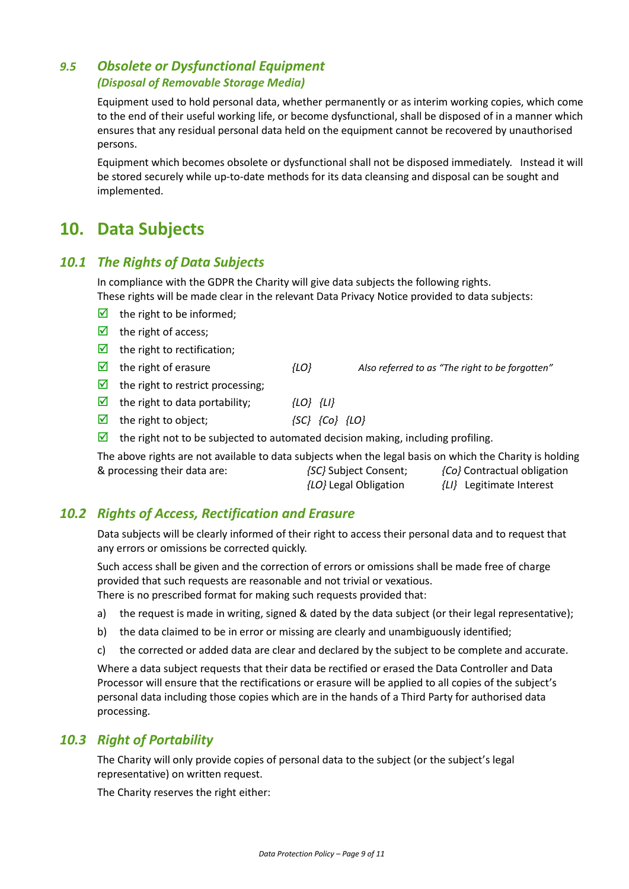### 9.5 *Obsolete or Dysfunctional Equipment*
#### *(Disposal of Removable Storage Media)*

Equipment used to hold personal data, whether permanently or as interim working copies, which come to the end of their useful working life, or become dysfunctional, shall be disposed of in a manner which ensures that any residual personal data held on the equipment cannot be recovered by unauthorised persons.

Equipment which becomes obsolete or dysfunctional shall not be disposed immediately. Instead it will be stored securely while up-to-date methods for its data cleansing and disposal can be sought and implemented.

## 10. Data Subjects

### 10.1 *The Rights of Data Subjects*

In compliance with the GDPR the Charity will give data subjects the following rights.
These rights will be made clear in the relevant Data Privacy Notice provided to data subjects:

- ☑ the right to be informed;
- ☑ the right of access;
- ☑ the right to rectification;
- ☑ the right of erasure *{LO}* *Also referred to as "The right to be forgotten"*
- ☑ the right to restrict processing;
- ☑ the right to data portability; *{LO} {LI}*
- ☑ the right to object; *{SC} {Co} {LO}*
- ☑ the right not to be subjected to automated decision making, including profiling.

The above rights are not available to data subjects when the legal basis on which the Charity is holding & processing their data are:

| | |
|---|---|
| *{SC}* Subject Consent; | *{Co}* Contractual obligation |
| *{LO}* Legal Obligation | *{LI}* Legitimate Interest |

### 10.2 *Rights of Access, Rectification and Erasure*

Data subjects will be clearly informed of their right to access their personal data and to request that any errors or omissions be corrected quickly.

Such access shall be given and the correction of errors or omissions shall be made free of charge provided that such requests are reasonable and not trivial or vexatious.
There is no prescribed format for making such requests provided that:

a) the request is made in writing, signed & dated by the data subject (or their legal representative);

b) the data claimed to be in error or missing are clearly and unambiguously identified;

c) the corrected or added data are clear and declared by the subject to be complete and accurate.

Where a data subject requests that their data be rectified or erased the Data Controller and Data Processor will ensure that the rectifications or erasure will be applied to all copies of the subject's personal data including those copies which are in the hands of a Third Party for authorised data processing.

### 10.3 *Right of Portability*

The Charity will only provide copies of personal data to the subject (or the subject's legal representative) on written request.

The Charity reserves the right either: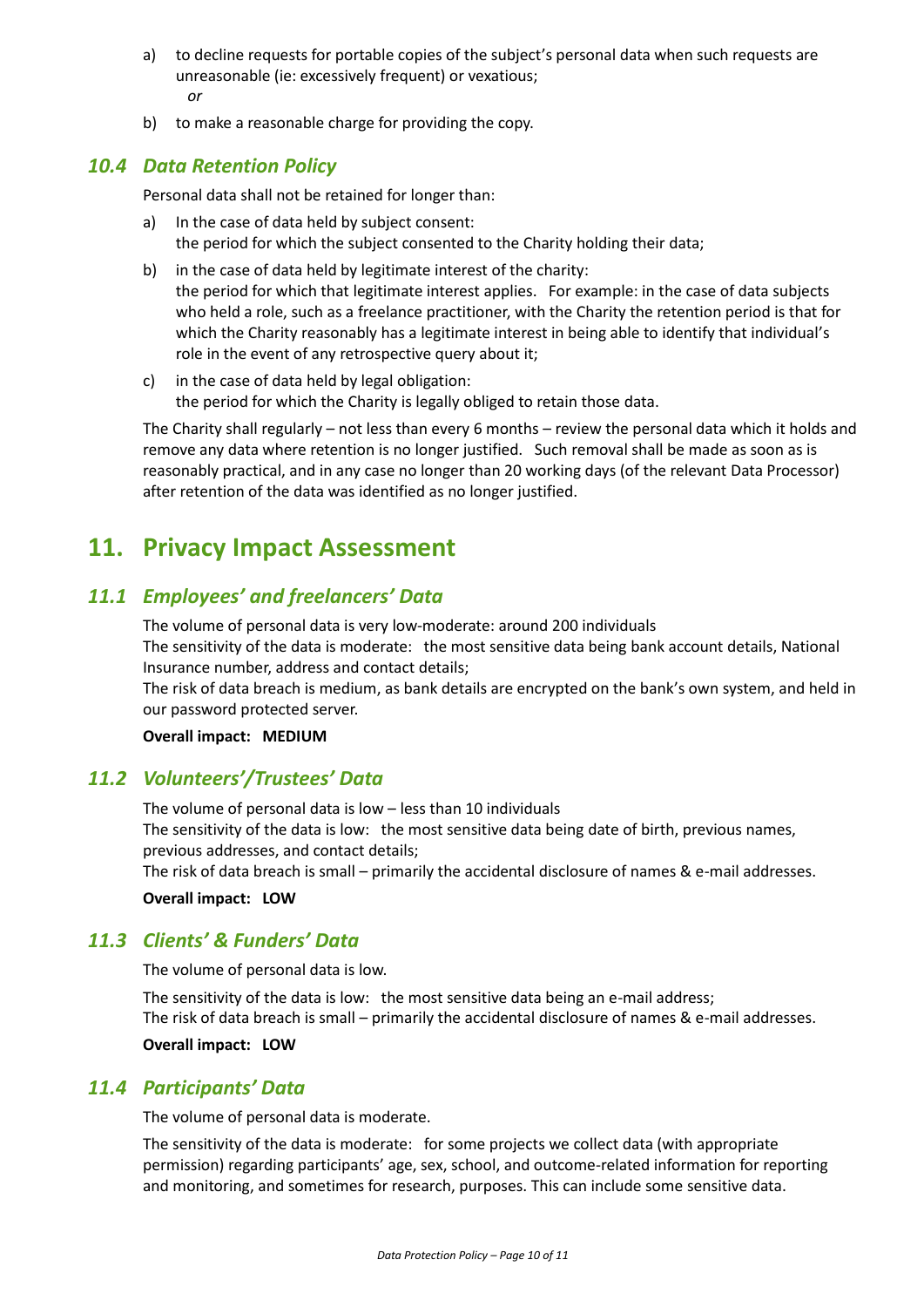a) to decline requests for portable copies of the subject's personal data when such requests are unreasonable (ie: excessively frequent) or vexatious;
*or*

b) to make a reasonable charge for providing the copy.

### *10.4 Data Retention Policy*

Personal data shall not be retained for longer than:

a) In the case of data held by subject consent:
the period for which the subject consented to the Charity holding their data;

b) in the case of data held by legitimate interest of the charity:
the period for which that legitimate interest applies. For example: in the case of data subjects who held a role, such as a freelance practitioner, with the Charity the retention period is that for which the Charity reasonably has a legitimate interest in being able to identify that individual's role in the event of any retrospective query about it;

c) in the case of data held by legal obligation:
the period for which the Charity is legally obliged to retain those data.

The Charity shall regularly – not less than every 6 months – review the personal data which it holds and remove any data where retention is no longer justified. Such removal shall be made as soon as is reasonably practical, and in any case no longer than 20 working days (of the relevant Data Processor) after retention of the data was identified as no longer justified.

## 11. Privacy Impact Assessment

### *11.1 Employees' and freelancers' Data*

The volume of personal data is very low-moderate: around 200 individuals
The sensitivity of the data is moderate: the most sensitive data being bank account details, National Insurance number, address and contact details;
The risk of data breach is medium, as bank details are encrypted on the bank's own system, and held in our password protected server.

**Overall impact: MEDIUM**

### *11.2 Volunteers'/Trustees' Data*

The volume of personal data is low – less than 10 individuals
The sensitivity of the data is low: the most sensitive data being date of birth, previous names, previous addresses, and contact details;
The risk of data breach is small – primarily the accidental disclosure of names & e-mail addresses.

**Overall impact: LOW**

### *11.3 Clients' & Funders' Data*

The volume of personal data is low.

The sensitivity of the data is low: the most sensitive data being an e-mail address;
The risk of data breach is small – primarily the accidental disclosure of names & e-mail addresses.

**Overall impact: LOW**

### *11.4 Participants' Data*

The volume of personal data is moderate.

The sensitivity of the data is moderate: for some projects we collect data (with appropriate permission) regarding participants' age, sex, school, and outcome-related information for reporting and monitoring, and sometimes for research, purposes. This can include some sensitive data.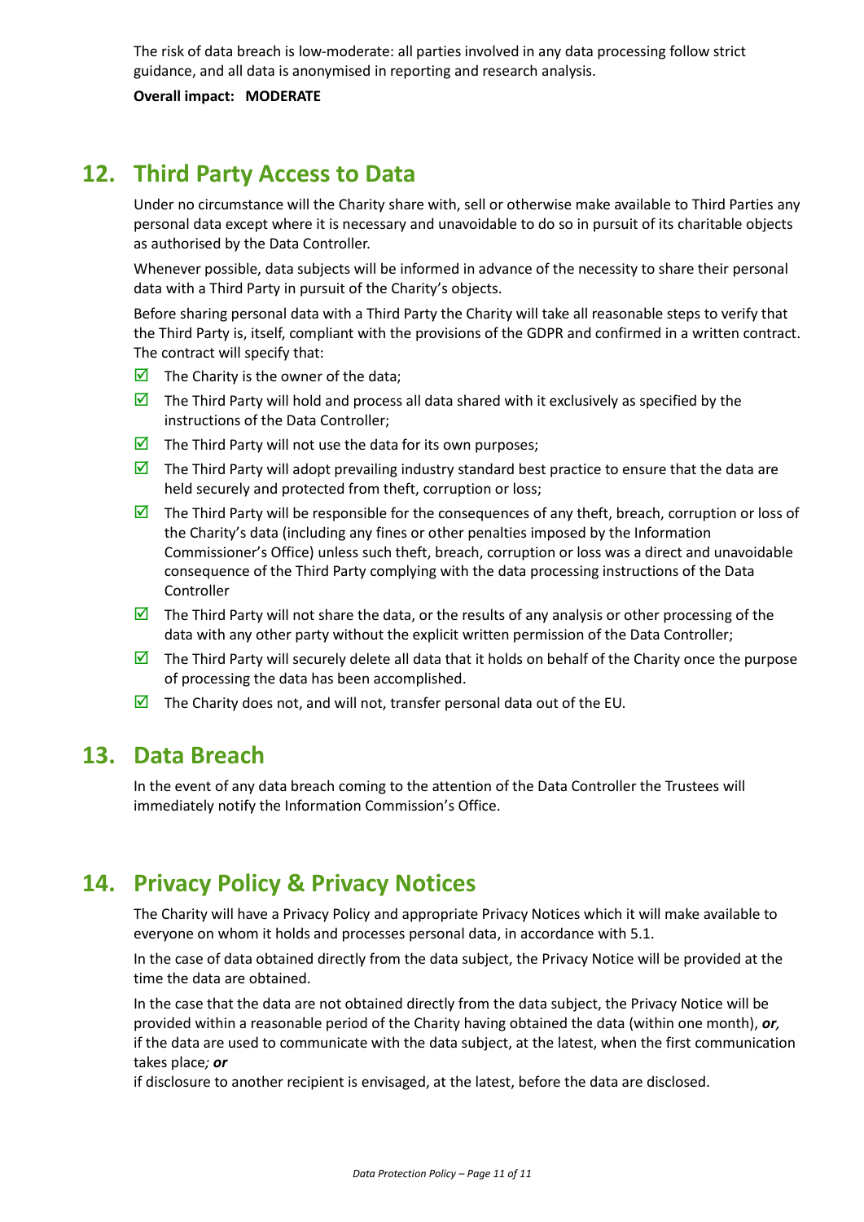The risk of data breach is low-moderate: all parties involved in any data processing follow strict guidance, and all data is anonymised in reporting and research analysis.

**Overall impact: MODERATE**

## 12. Third Party Access to Data

Under no circumstance will the Charity share with, sell or otherwise make available to Third Parties any personal data except where it is necessary and unavoidable to do so in pursuit of its charitable objects as authorised by the Data Controller.

Whenever possible, data subjects will be informed in advance of the necessity to share their personal data with a Third Party in pursuit of the Charity's objects.

Before sharing personal data with a Third Party the Charity will take all reasonable steps to verify that the Third Party is, itself, compliant with the provisions of the GDPR and confirmed in a written contract. The contract will specify that:

- ☑ The Charity is the owner of the data;
- ☑ The Third Party will hold and process all data shared with it exclusively as specified by the instructions of the Data Controller;
- ☑ The Third Party will not use the data for its own purposes;
- ☑ The Third Party will adopt prevailing industry standard best practice to ensure that the data are held securely and protected from theft, corruption or loss;
- ☑ The Third Party will be responsible for the consequences of any theft, breach, corruption or loss of the Charity's data (including any fines or other penalties imposed by the Information Commissioner's Office) unless such theft, breach, corruption or loss was a direct and unavoidable consequence of the Third Party complying with the data processing instructions of the Data Controller
- ☑ The Third Party will not share the data, or the results of any analysis or other processing of the data with any other party without the explicit written permission of the Data Controller;
- ☑ The Third Party will securely delete all data that it holds on behalf of the Charity once the purpose of processing the data has been accomplished.
- ☑ The Charity does not, and will not, transfer personal data out of the EU.

## 13. Data Breach

In the event of any data breach coming to the attention of the Data Controller the Trustees will immediately notify the Information Commission's Office.

## 14. Privacy Policy & Privacy Notices

The Charity will have a Privacy Policy and appropriate Privacy Notices which it will make available to everyone on whom it holds and processes personal data, in accordance with 5.1.

In the case of data obtained directly from the data subject, the Privacy Notice will be provided at the time the data are obtained.

In the case that the data are not obtained directly from the data subject, the Privacy Notice will be provided within a reasonable period of the Charity having obtained the data (within one month), ***or,***
if the data are used to communicate with the data subject, at the latest, when the first communication takes place***; or***
if disclosure to another recipient is envisaged, at the latest, before the data are disclosed.